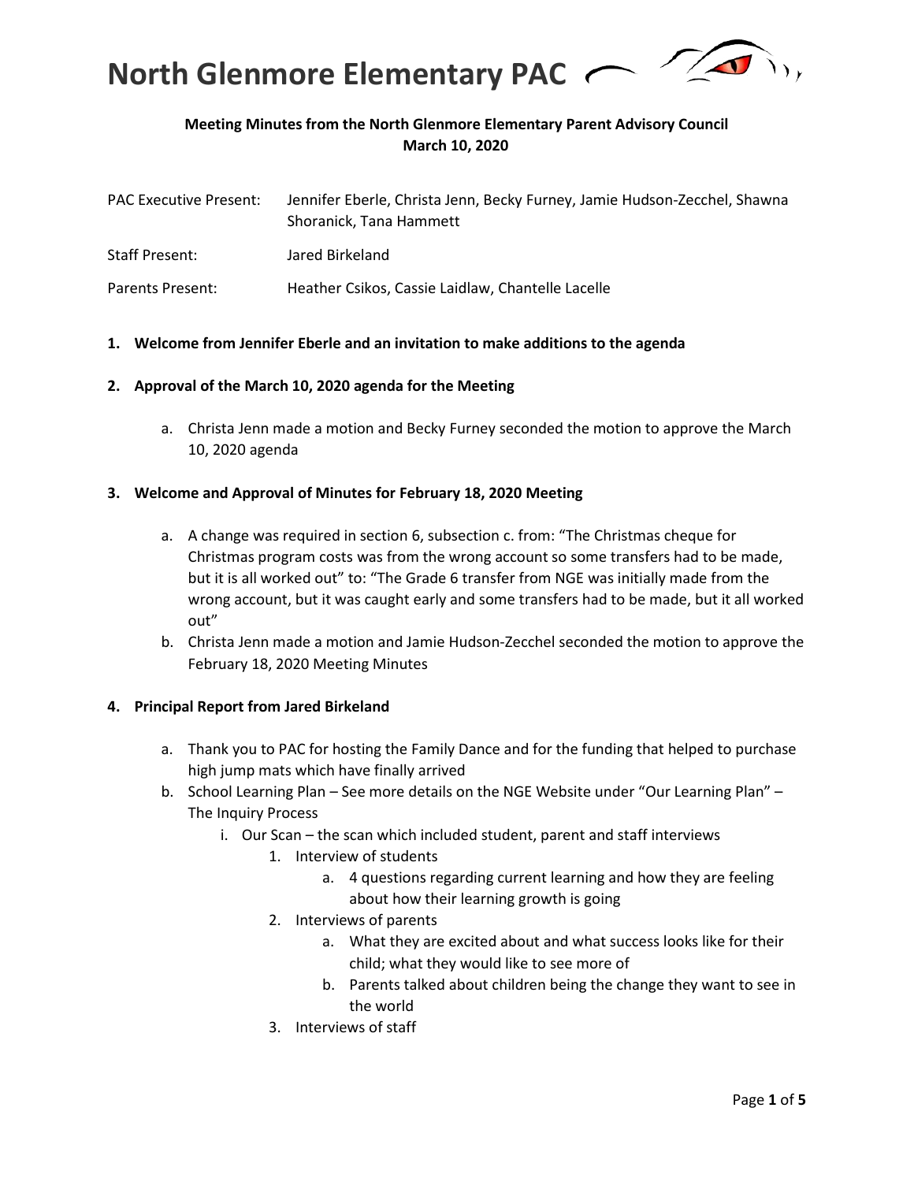# North Glenmore Elementary PAC

**Meeting Minutes from the North Glenmore Elementary Parent Advisory Council**
**March 10, 2020**

PAC Executive Present: Jennifer Eberle, Christa Jenn, Becky Furney, Jamie Hudson-Zecchel, Shawna Shoranick, Tana Hammett

Staff Present: Jared Birkeland

Parents Present: Heather Csikos, Cassie Laidlaw, Chantelle Lacelle

1. **Welcome from Jennifer Eberle and an invitation to make additions to the agenda**

2. **Approval of the March 10, 2020 agenda for the Meeting**

    a. Christa Jenn made a motion and Becky Furney seconded the motion to approve the March 10, 2020 agenda

3. **Welcome and Approval of Minutes for February 18, 2020 Meeting**

    a. A change was required in section 6, subsection c. from: "The Christmas cheque for Christmas program costs was from the wrong account so some transfers had to be made, but it is all worked out" to: "The Grade 6 transfer from NGE was initially made from the wrong account, but it was caught early and some transfers had to be made, but it all worked out"
    b. Christa Jenn made a motion and Jamie Hudson-Zecchel seconded the motion to approve the February 18, 2020 Meeting Minutes

4. **Principal Report from Jared Birkeland**

    a. Thank you to PAC for hosting the Family Dance and for the funding that helped to purchase high jump mats which have finally arrived
    b. School Learning Plan – See more details on the NGE Website under "Our Learning Plan" – The Inquiry Process
        i. Our Scan – the scan which included student, parent and staff interviews
            1. Interview of students
                a. 4 questions regarding current learning and how they are feeling about how their learning growth is going
            2. Interviews of parents
                a. What they are excited about and what success looks like for their child; what they would like to see more of
                b. Parents talked about children being the change they want to see in the world
            3. Interviews of staff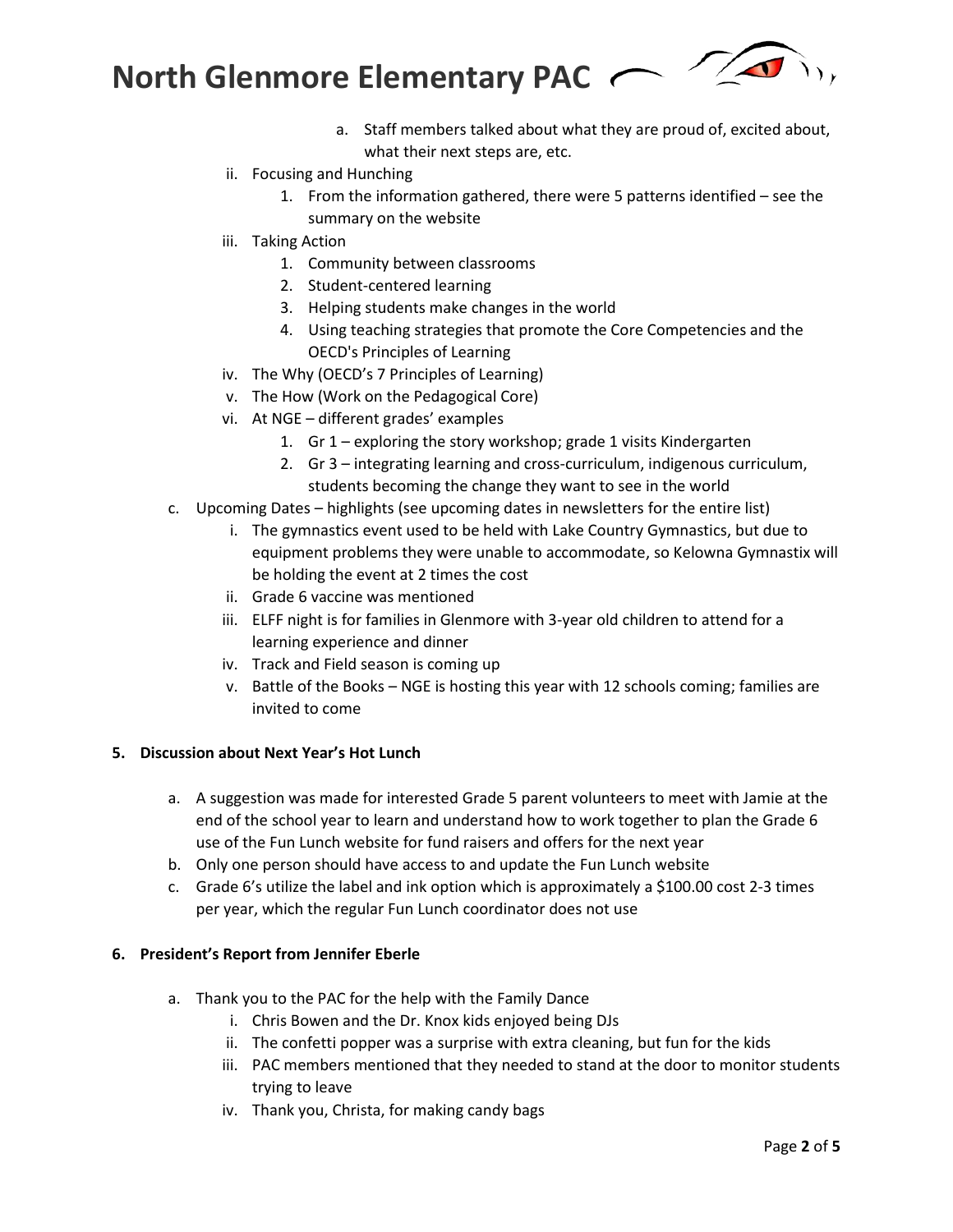a. Staff members talked about what they are proud of, excited about, what their next steps are, etc.

ii. Focusing and Hunching

1. From the information gathered, there were 5 patterns identified – see the summary on the website

iii. Taking Action

1. Community between classrooms
2. Student-centered learning
3. Helping students make changes in the world
4. Using teaching strategies that promote the Core Competencies and the OECD's Principles of Learning

iv. The Why (OECD's 7 Principles of Learning)

v. The How (Work on the Pedagogical Core)

vi. At NGE – different grades' examples

1. Gr 1 – exploring the story workshop; grade 1 visits Kindergarten
2. Gr 3 – integrating learning and cross-curriculum, indigenous curriculum, students becoming the change they want to see in the world

c. Upcoming Dates – highlights (see upcoming dates in newsletters for the entire list)

i. The gymnastics event used to be held with Lake Country Gymnastics, but due to equipment problems they were unable to accommodate, so Kelowna Gymnastix will be holding the event at 2 times the cost

ii. Grade 6 vaccine was mentioned

iii. ELFF night is for families in Glenmore with 3-year old children to attend for a learning experience and dinner

iv. Track and Field season is coming up

v. Battle of the Books – NGE is hosting this year with 12 schools coming; families are invited to come

**5. Discussion about Next Year's Hot Lunch**

a. A suggestion was made for interested Grade 5 parent volunteers to meet with Jamie at the end of the school year to learn and understand how to work together to plan the Grade 6 use of the Fun Lunch website for fund raisers and offers for the next year

b. Only one person should have access to and update the Fun Lunch website

c. Grade 6's utilize the label and ink option which is approximately a $100.00 cost 2-3 times per year, which the regular Fun Lunch coordinator does not use

**6. President's Report from Jennifer Eberle**

a. Thank you to the PAC for the help with the Family Dance

i. Chris Bowen and the Dr. Knox kids enjoyed being DJs

ii. The confetti popper was a surprise with extra cleaning, but fun for the kids

iii. PAC members mentioned that they needed to stand at the door to monitor students trying to leave

iv. Thank you, Christa, for making candy bags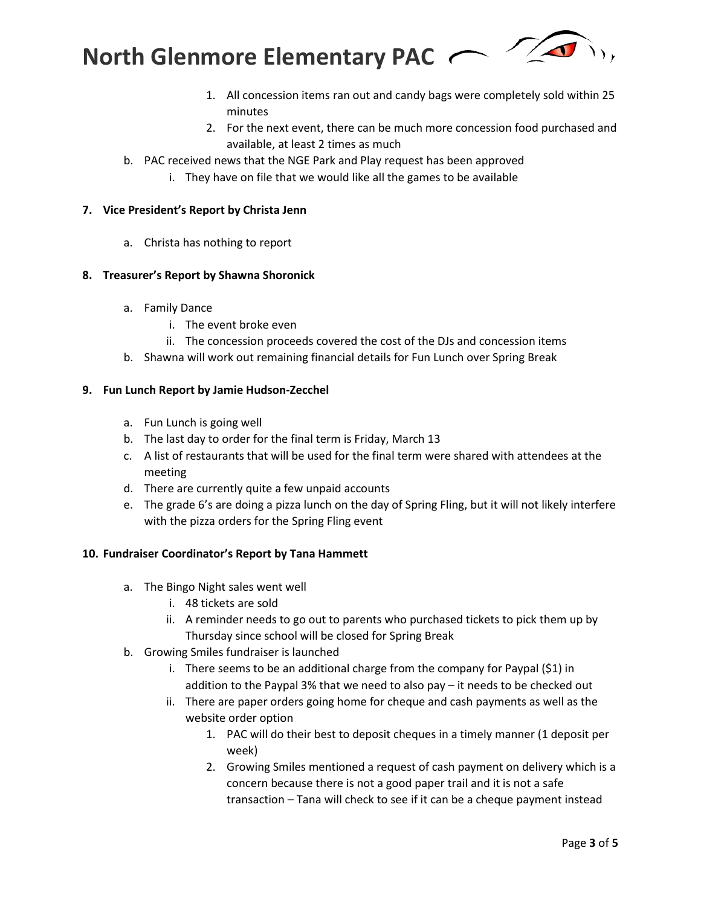1. All concession items ran out and candy bags were completely sold within 25 minutes
      2. For the next event, there can be much more concession food purchased and available, at least 2 times as much

  b. PAC received news that the NGE Park and Play request has been approved
    i. They have on file that we would like all the games to be available

**7. Vice President's Report by Christa Jenn**

  a. Christa has nothing to report

**8. Treasurer's Report by Shawna Shoronick**

  a. Family Dance
    i. The event broke even
    ii. The concession proceeds covered the cost of the DJs and concession items
  b. Shawna will work out remaining financial details for Fun Lunch over Spring Break

**9. Fun Lunch Report by Jamie Hudson-Zecchel**

  a. Fun Lunch is going well
  b. The last day to order for the final term is Friday, March 13
  c. A list of restaurants that will be used for the final term were shared with attendees at the meeting
  d. There are currently quite a few unpaid accounts
  e. The grade 6's are doing a pizza lunch on the day of Spring Fling, but it will not likely interfere with the pizza orders for the Spring Fling event

**10. Fundraiser Coordinator's Report by Tana Hammett**

  a. The Bingo Night sales went well
    i. 48 tickets are sold
    ii. A reminder needs to go out to parents who purchased tickets to pick them up by Thursday since school will be closed for Spring Break
  b. Growing Smiles fundraiser is launched
    i. There seems to be an additional charge from the company for Paypal ($1) in addition to the Paypal 3% that we need to also pay – it needs to be checked out
    ii. There are paper orders going home for cheque and cash payments as well as the website order option
      1. PAC will do their best to deposit cheques in a timely manner (1 deposit per week)
      2. Growing Smiles mentioned a request of cash payment on delivery which is a concern because there is not a good paper trail and it is not a safe transaction – Tana will check to see if it can be a cheque payment instead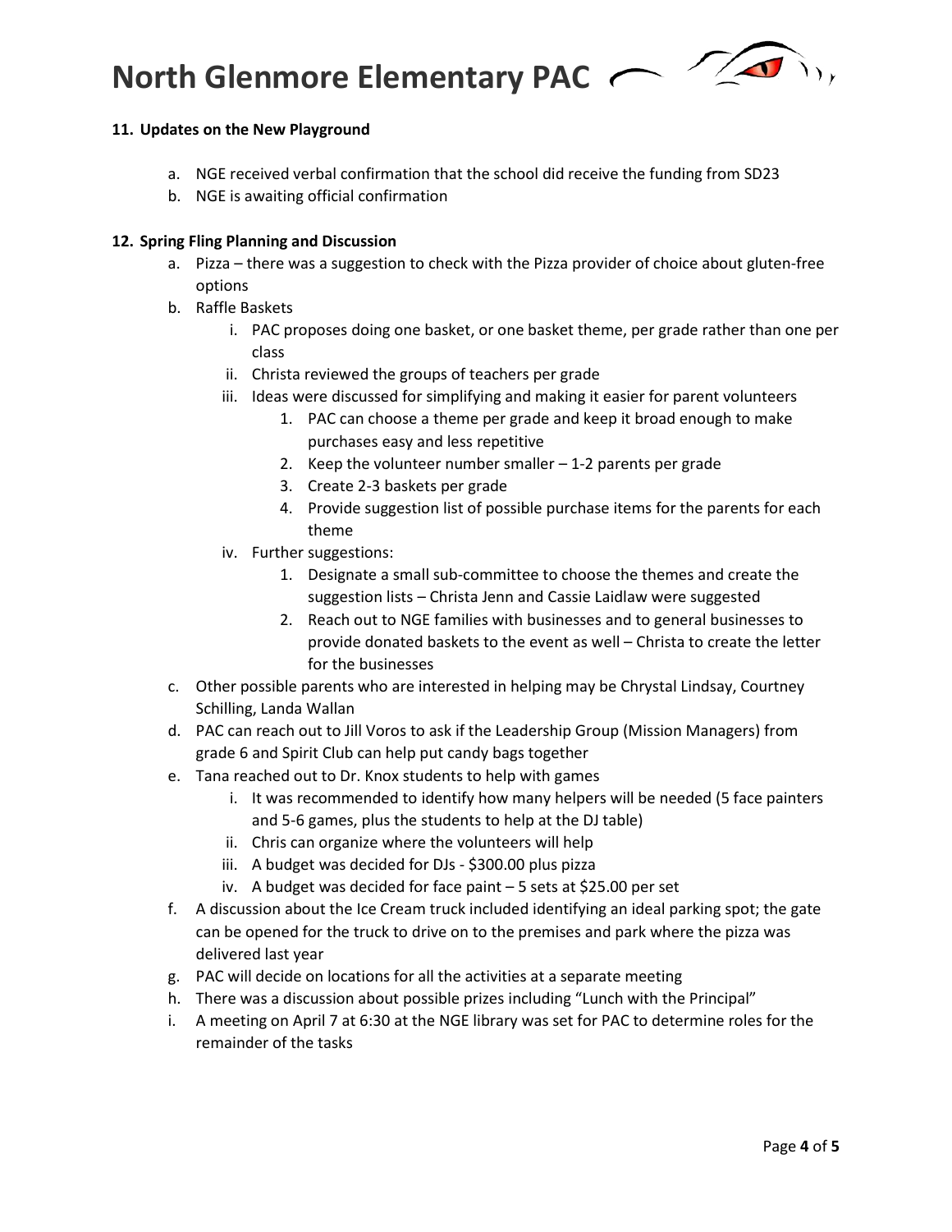**11. Updates on the New Playground**

a. NGE received verbal confirmation that the school did receive the funding from SD23
b. NGE is awaiting official confirmation

**12. Spring Fling Planning and Discussion**

a. Pizza – there was a suggestion to check with the Pizza provider of choice about gluten-free options
b. Raffle Baskets
    i. PAC proposes doing one basket, or one basket theme, per grade rather than one per class
    ii. Christa reviewed the groups of teachers per grade
    iii. Ideas were discussed for simplifying and making it easier for parent volunteers
        1. PAC can choose a theme per grade and keep it broad enough to make purchases easy and less repetitive
        2. Keep the volunteer number smaller – 1-2 parents per grade
        3. Create 2-3 baskets per grade
        4. Provide suggestion list of possible purchase items for the parents for each theme
    iv. Further suggestions:
        1. Designate a small sub-committee to choose the themes and create the suggestion lists – Christa Jenn and Cassie Laidlaw were suggested
        2. Reach out to NGE families with businesses and to general businesses to provide donated baskets to the event as well – Christa to create the letter for the businesses
c. Other possible parents who are interested in helping may be Chrystal Lindsay, Courtney Schilling, Landa Wallan
d. PAC can reach out to Jill Voros to ask if the Leadership Group (Mission Managers) from grade 6 and Spirit Club can help put candy bags together
e. Tana reached out to Dr. Knox students to help with games
    i. It was recommended to identify how many helpers will be needed (5 face painters and 5-6 games, plus the students to help at the DJ table)
    ii. Chris can organize where the volunteers will help
    iii. A budget was decided for DJs - $300.00 plus pizza
    iv. A budget was decided for face paint – 5 sets at $25.00 per set
f. A discussion about the Ice Cream truck included identifying an ideal parking spot; the gate can be opened for the truck to drive on to the premises and park where the pizza was delivered last year
g. PAC will decide on locations for all the activities at a separate meeting
h. There was a discussion about possible prizes including "Lunch with the Principal"
i. A meeting on April 7 at 6:30 at the NGE library was set for PAC to determine roles for the remainder of the tasks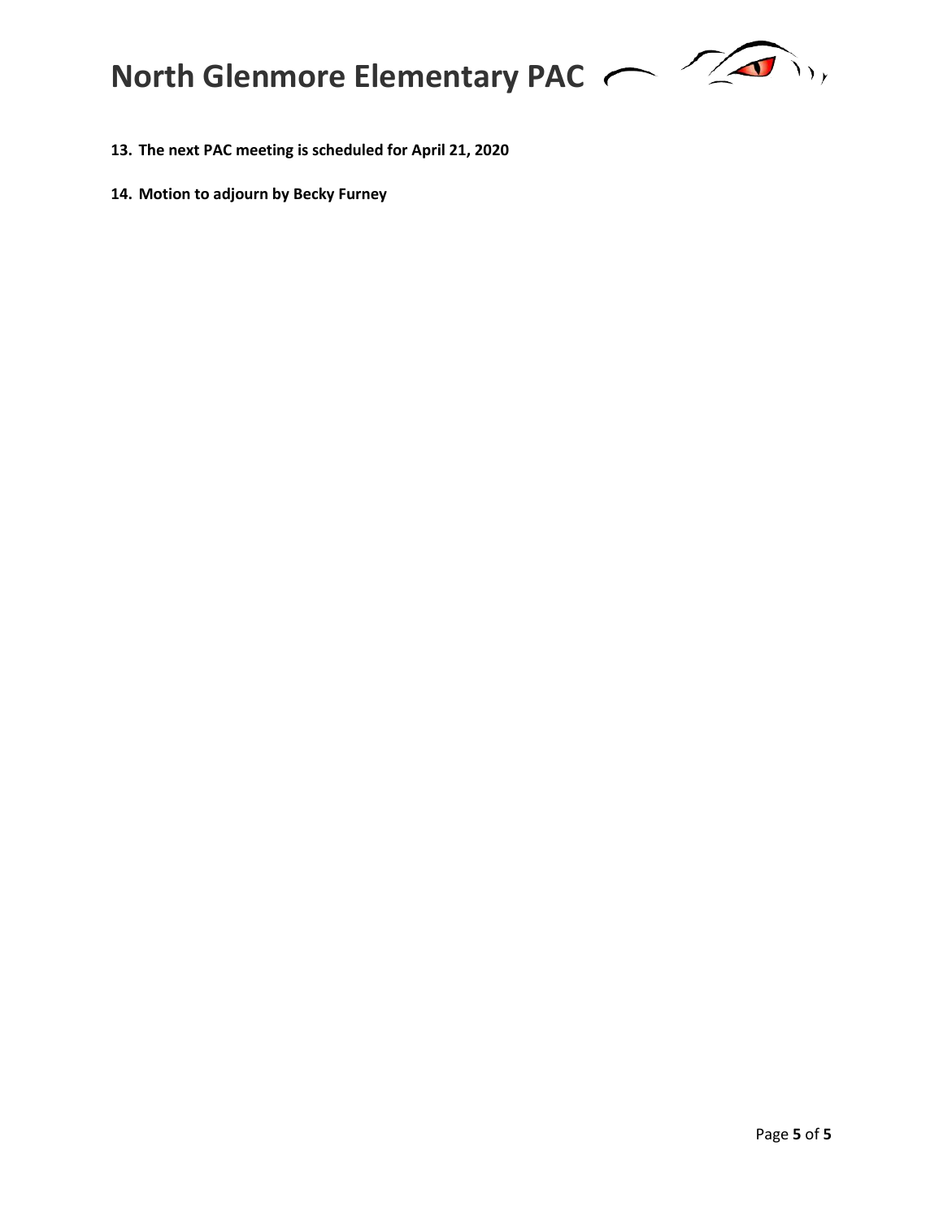13. **The next PAC meeting is scheduled for April 21, 2020**

14. **Motion to adjourn by Becky Furney**